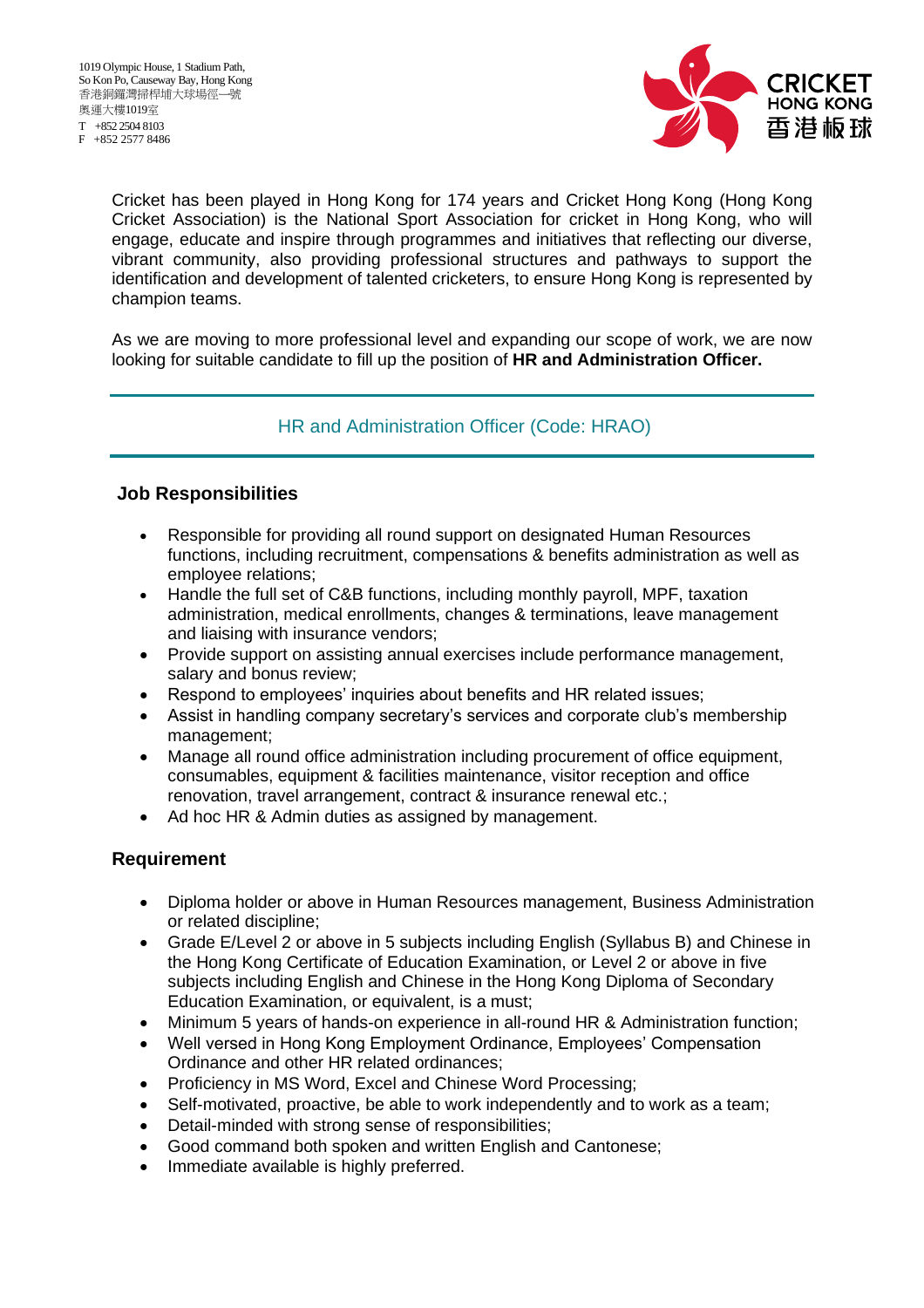1019 Olympic House, 1 Stadium Path,
So Kon Po, Causeway Bay, Hong Kong
香港銅鑼灣掃桿埔大球場徑一號
奧運大樓1019室
T +852 2504 8103
F +852 2577 8486

CRICKET HONG KONG 香港板球

Cricket has been played in Hong Kong for 174 years and Cricket Hong Kong (Hong Kong Cricket Association) is the National Sport Association for cricket in Hong Kong, who will engage, educate and inspire through programmes and initiatives that reflecting our diverse, vibrant community, also providing professional structures and pathways to support the identification and development of talented cricketers, to ensure Hong Kong is represented by champion teams.

As we are moving to more professional level and expanding our scope of work, we are now looking for suitable candidate to fill up the position of **HR and Administration Officer.**

---

## HR and Administration Officer (Code: HRAO)

---

### Job Responsibilities

- Responsible for providing all round support on designated Human Resources functions, including recruitment, compensations & benefits administration as well as employee relations;
- Handle the full set of C&B functions, including monthly payroll, MPF, taxation administration, medical enrollments, changes & terminations, leave management and liaising with insurance vendors;
- Provide support on assisting annual exercises include performance management, salary and bonus review;
- Respond to employees' inquiries about benefits and HR related issues;
- Assist in handling company secretary's services and corporate club's membership management;
- Manage all round office administration including procurement of office equipment, consumables, equipment & facilities maintenance, visitor reception and office renovation, travel arrangement, contract & insurance renewal etc.;
- Ad hoc HR & Admin duties as assigned by management.

### Requirement

- Diploma holder or above in Human Resources management, Business Administration or related discipline;
- Grade E/Level 2 or above in 5 subjects including English (Syllabus B) and Chinese in the Hong Kong Certificate of Education Examination, or Level 2 or above in five subjects including English and Chinese in the Hong Kong Diploma of Secondary Education Examination, or equivalent, is a must;
- Minimum 5 years of hands-on experience in all-round HR & Administration function;
- Well versed in Hong Kong Employment Ordinance, Employees' Compensation Ordinance and other HR related ordinances;
- Proficiency in MS Word, Excel and Chinese Word Processing;
- Self-motivated, proactive, be able to work independently and to work as a team;
- Detail-minded with strong sense of responsibilities;
- Good command both spoken and written English and Cantonese;
- Immediate available is highly preferred.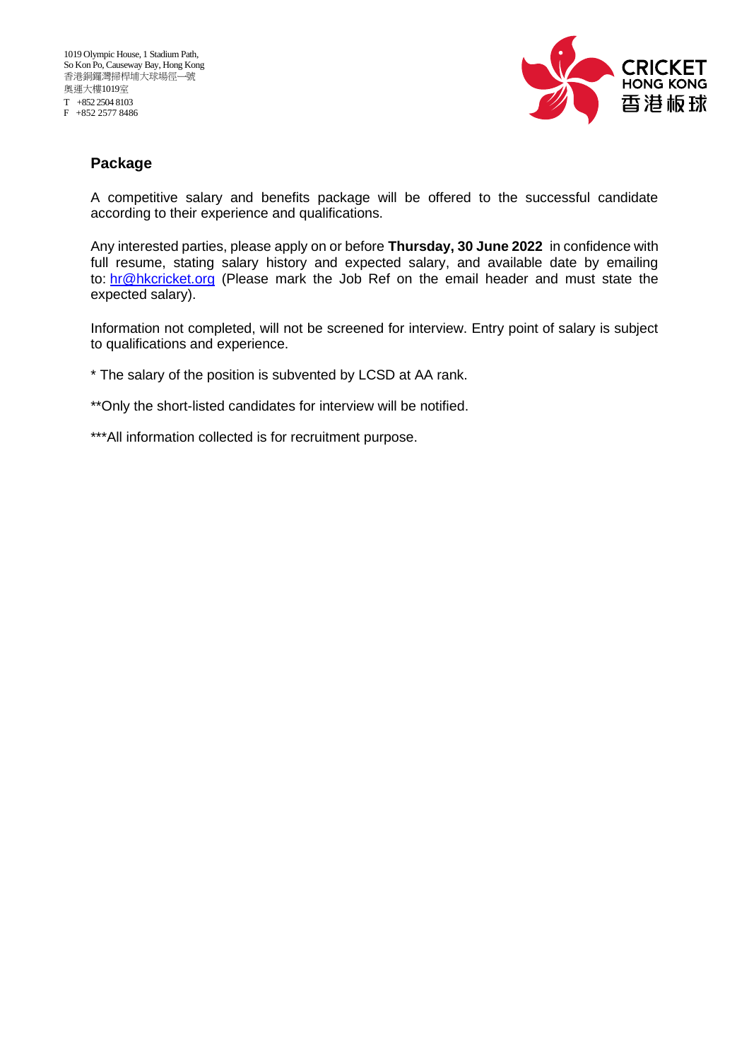1019 Olympic House, 1 Stadium Path,
So Kon Po, Causeway Bay, Hong Kong
香港銅鑼灣掃桿埔大球場徑一號
奧運大樓1019室
T +852 2504 8103
F +852 2577 8486

CRICKET HONG KONG
香港板球

## Package

A competitive salary and benefits package will be offered to the successful candidate according to their experience and qualifications.

Any interested parties, please apply on or before **Thursday, 30 June 2022** in confidence with full resume, stating salary history and expected salary, and available date by emailing to: hr@hkcricket.org (Please mark the Job Ref on the email header and must state the expected salary).

Information not completed, will not be screened for interview. Entry point of salary is subject to qualifications and experience.

* The salary of the position is subvented by LCSD at AA rank.

**Only the short-listed candidates for interview will be notified.

***All information collected is for recruitment purpose.